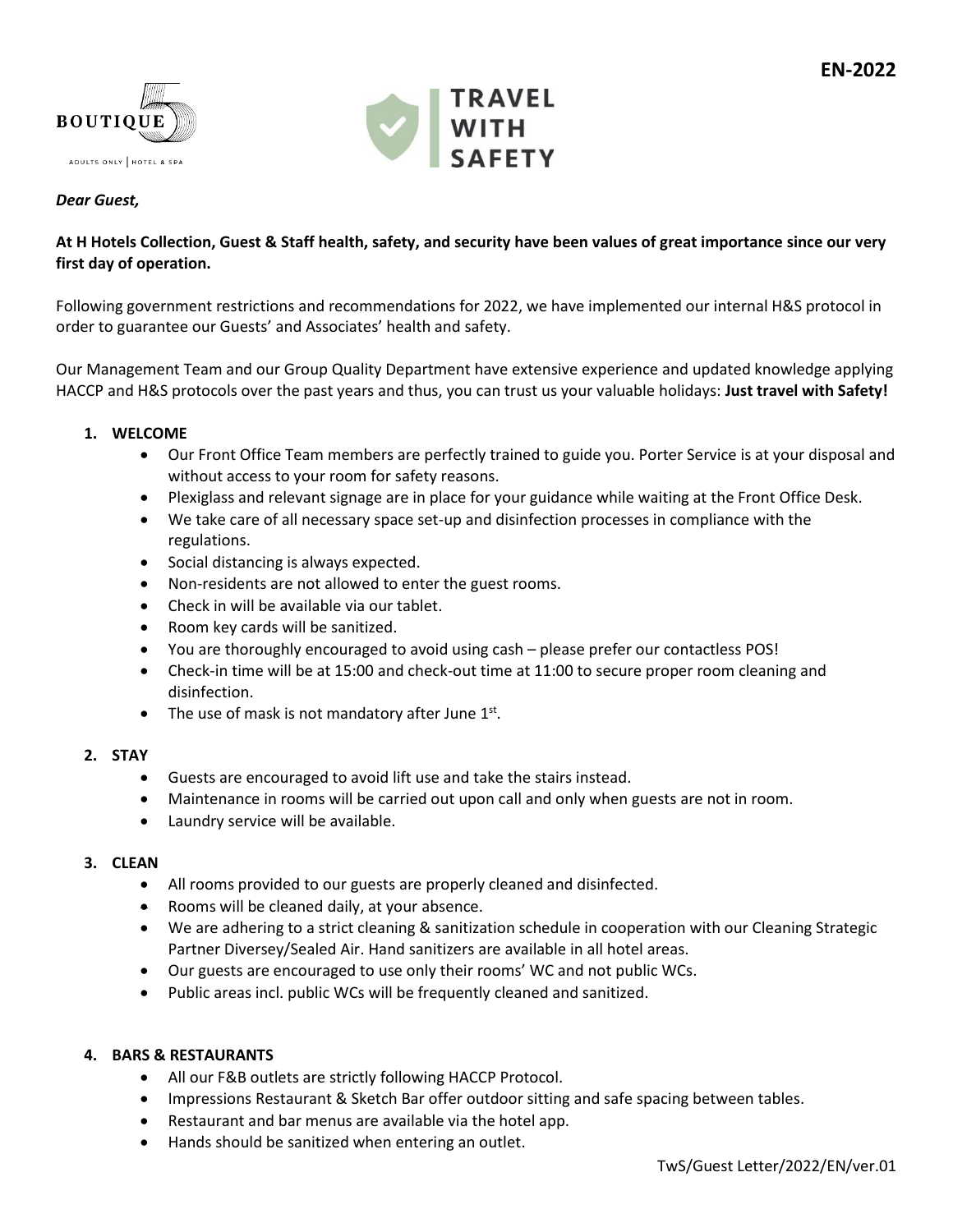EN-2022

BOUTIQUE 5

ADULTS ONLY | HOTEL & SPA

TRAVEL WITH SAFETY

***Dear Guest,***

**At H Hotels Collection, Guest & Staff health, safety, and security have been values of great importance since our very first day of operation.**

Following government restrictions and recommendations for 2022, we have implemented our internal H&S protocol in order to guarantee our Guests' and Associates' health and safety.

Our Management Team and our Group Quality Department have extensive experience and updated knowledge applying HACCP and H&S protocols over the past years and thus, you can trust us your valuable holidays: **Just travel with Safety!**

1. **WELCOME**
    - Our Front Office Team members are perfectly trained to guide you. Porter Service is at your disposal and without access to your room for safety reasons.
    - Plexiglass and relevant signage are in place for your guidance while waiting at the Front Office Desk.
    - We take care of all necessary space set-up and disinfection processes in compliance with the regulations.
    - Social distancing is always expected.
    - Non-residents are not allowed to enter the guest rooms.
    - Check in will be available via our tablet.
    - Room key cards will be sanitized.
    - You are thoroughly encouraged to avoid using cash – please prefer our contactless POS!
    - Check-in time will be at 15:00 and check-out time at 11:00 to secure proper room cleaning and disinfection.
    - The use of mask is not mandatory after June 1st.

2. **STAY**
    - Guests are encouraged to avoid lift use and take the stairs instead.
    - Maintenance in rooms will be carried out upon call and only when guests are not in room.
    - Laundry service will be available.

3. **CLEAN**
    - All rooms provided to our guests are properly cleaned and disinfected.
    - Rooms will be cleaned daily, at your absence.
    - We are adhering to a strict cleaning & sanitization schedule in cooperation with our Cleaning Strategic Partner Diversey/Sealed Air. Hand sanitizers are available in all hotel areas.
    - Our guests are encouraged to use only their rooms' WC and not public WCs.
    - Public areas incl. public WCs will be frequently cleaned and sanitized.

4. **BARS & RESTAURANTS**
    - All our F&B outlets are strictly following HACCP Protocol.
    - Impressions Restaurant & Sketch Bar offer outdoor sitting and safe spacing between tables.
    - Restaurant and bar menus are available via the hotel app.
    - Hands should be sanitized when entering an outlet.

TwS/Guest Letter/2022/EN/ver.01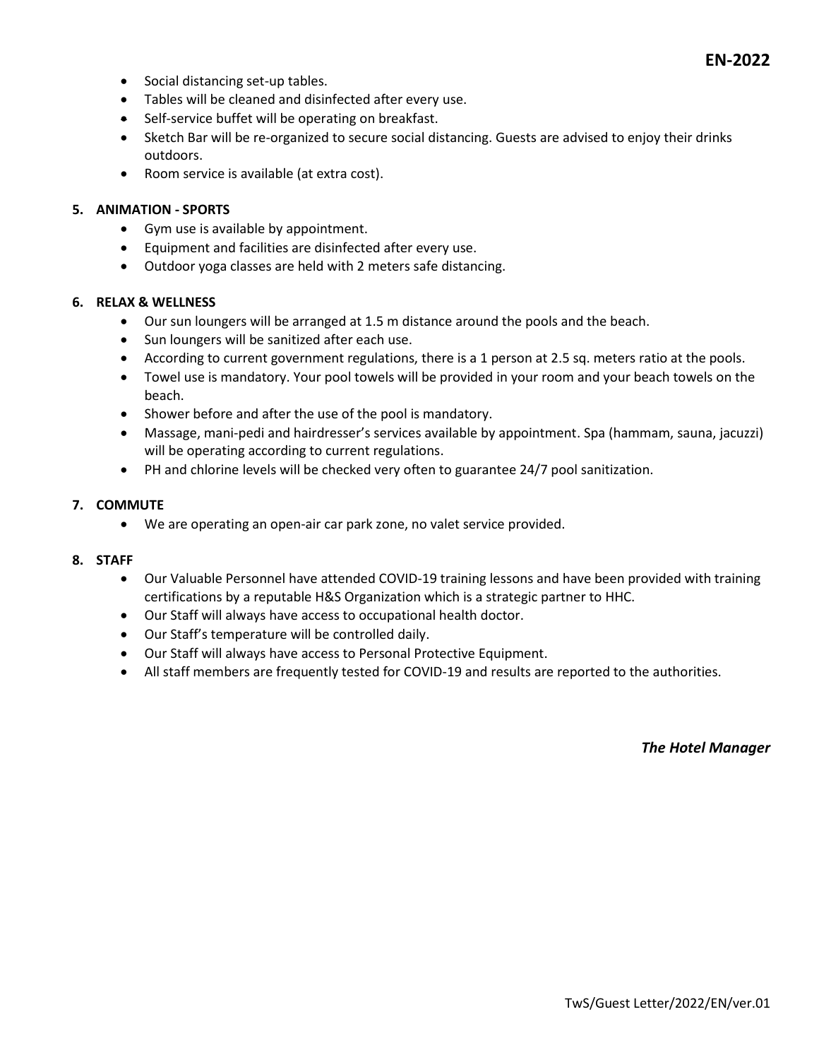- Social distancing set-up tables.
- Tables will be cleaned and disinfected after every use.
- Self-service buffet will be operating on breakfast.
- Sketch Bar will be re-organized to secure social distancing. Guests are advised to enjoy their drinks outdoors.
- Room service is available (at extra cost).

**5. ANIMATION - SPORTS**

- Gym use is available by appointment.
- Equipment and facilities are disinfected after every use.
- Outdoor yoga classes are held with 2 meters safe distancing.

**6. RELAX & WELLNESS**

- Our sun loungers will be arranged at 1.5 m distance around the pools and the beach.
- Sun loungers will be sanitized after each use.
- According to current government regulations, there is a 1 person at 2.5 sq. meters ratio at the pools.
- Towel use is mandatory. Your pool towels will be provided in your room and your beach towels on the beach.
- Shower before and after the use of the pool is mandatory.
- Massage, mani-pedi and hairdresser's services available by appointment. Spa (hammam, sauna, jacuzzi) will be operating according to current regulations.
- PH and chlorine levels will be checked very often to guarantee 24/7 pool sanitization.

**7. COMMUTE**

- We are operating an open-air car park zone, no valet service provided.

**8. STAFF**

- Our Valuable Personnel have attended COVID-19 training lessons and have been provided with training certifications by a reputable H&S Organization which is a strategic partner to HHC.
- Our Staff will always have access to occupational health doctor.
- Our Staff's temperature will be controlled daily.
- Our Staff will always have access to Personal Protective Equipment.
- All staff members are frequently tested for COVID-19 and results are reported to the authorities.

***The Hotel Manager***